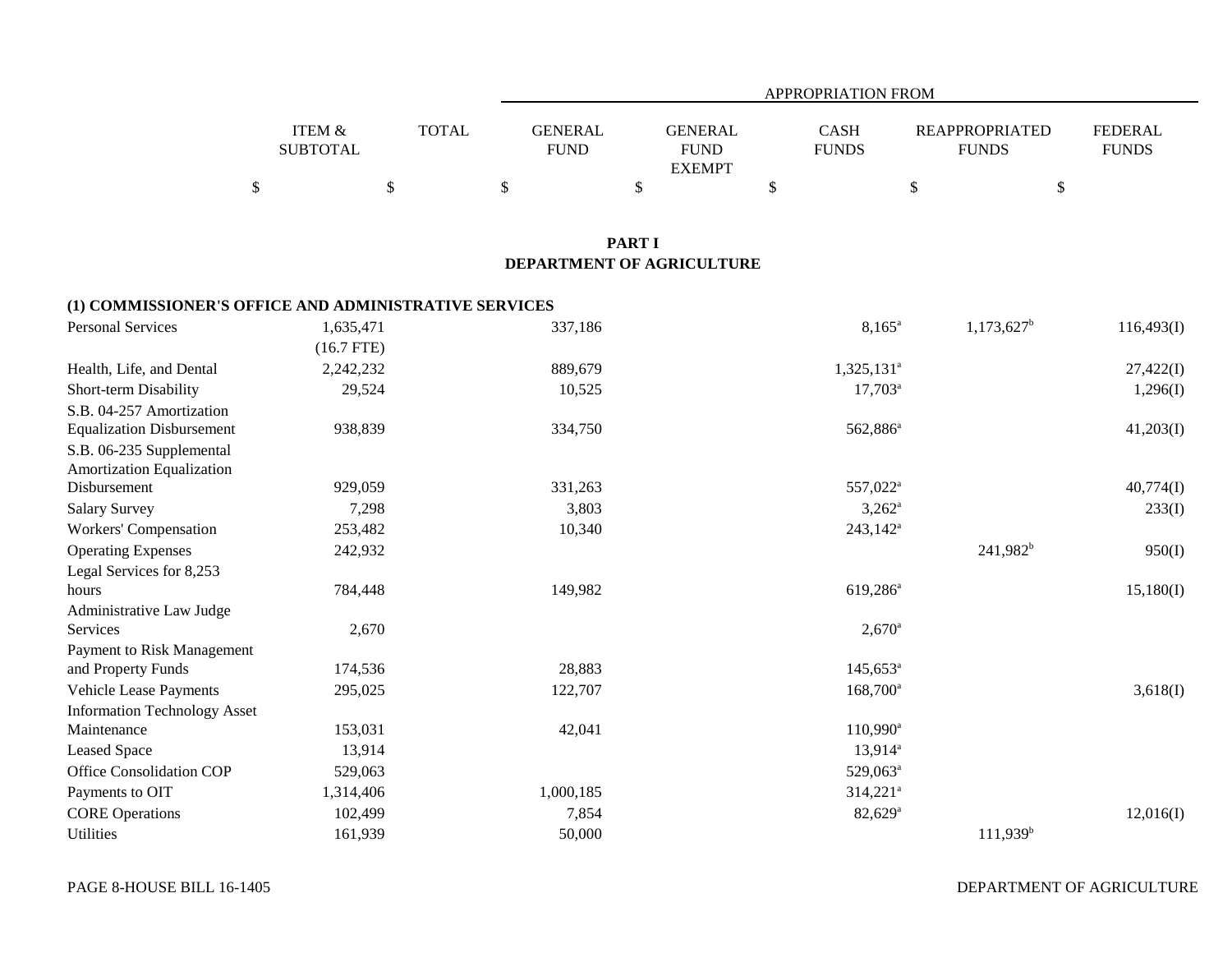| | ITEM & SUBTOTAL | TOTAL | APPROPRIATION FROM GENERAL FUND | GENERAL FUND EXEMPT | CASH FUNDS | REAPPROPRIATED FUNDS | FEDERAL FUNDS |
|---|---|---|---|---|---|---|---|
| | $ | $ | $ | $ | $ | $ | $ |

## PART I
## DEPARTMENT OF AGRICULTURE

### (1) COMMISSIONER'S OFFICE AND ADMINISTRATIVE SERVICES

| | ITEM & SUBTOTAL | TOTAL | GENERAL FUND | GENERAL FUND EXEMPT | CASH FUNDS | REAPPROPRIATED FUNDS | FEDERAL FUNDS |
|---|---|---|---|---|---|---|---|
| Personal Services | 1,635,471 (16.7 FTE) | | 337,186 | | 8,165[a] | 1,173,627[b] | 116,493(I) |
| Health, Life, and Dental | 2,242,232 | | 889,679 | | 1,325,131[a] | | 27,422(I) |
| Short-term Disability | 29,524 | | 10,525 | | 17,703[a] | | 1,296(I) |
| S.B. 04-257 Amortization Equalization Disbursement | 938,839 | | 334,750 | | 562,886[a] | | 41,203(I) |
| S.B. 06-235 Supplemental Amortization Equalization Disbursement | 929,059 | | 331,263 | | 557,022[a] | | 40,774(I) |
| Salary Survey | 7,298 | | 3,803 | | 3,262[a] | | 233(I) |
| Workers' Compensation | 253,482 | | 10,340 | | 243,142[a] | | |
| Operating Expenses | 242,932 | | | | | 241,982[b] | 950(I) |
| Legal Services for 8,253 hours | 784,448 | | 149,982 | | 619,286[a] | | 15,180(I) |
| Administrative Law Judge Services | 2,670 | | | | 2,670[a] | | |
| Payment to Risk Management and Property Funds | 174,536 | | 28,883 | | 145,653[a] | | |
| Vehicle Lease Payments | 295,025 | | 122,707 | | 168,700[a] | | 3,618(I) |
| Information Technology Asset Maintenance | 153,031 | | 42,041 | | 110,990[a] | | |
| Leased Space | 13,914 | | | | 13,914[a] | | |
| Office Consolidation COP | 529,063 | | | | 529,063[a] | | |
| Payments to OIT | 1,314,406 | | 1,000,185 | | 314,221[a] | | |
| CORE Operations | 102,499 | | 7,854 | | 82,629[a] | | 12,016(I) |
| Utilities | 161,939 | | 50,000 | | | 111,939[b] | |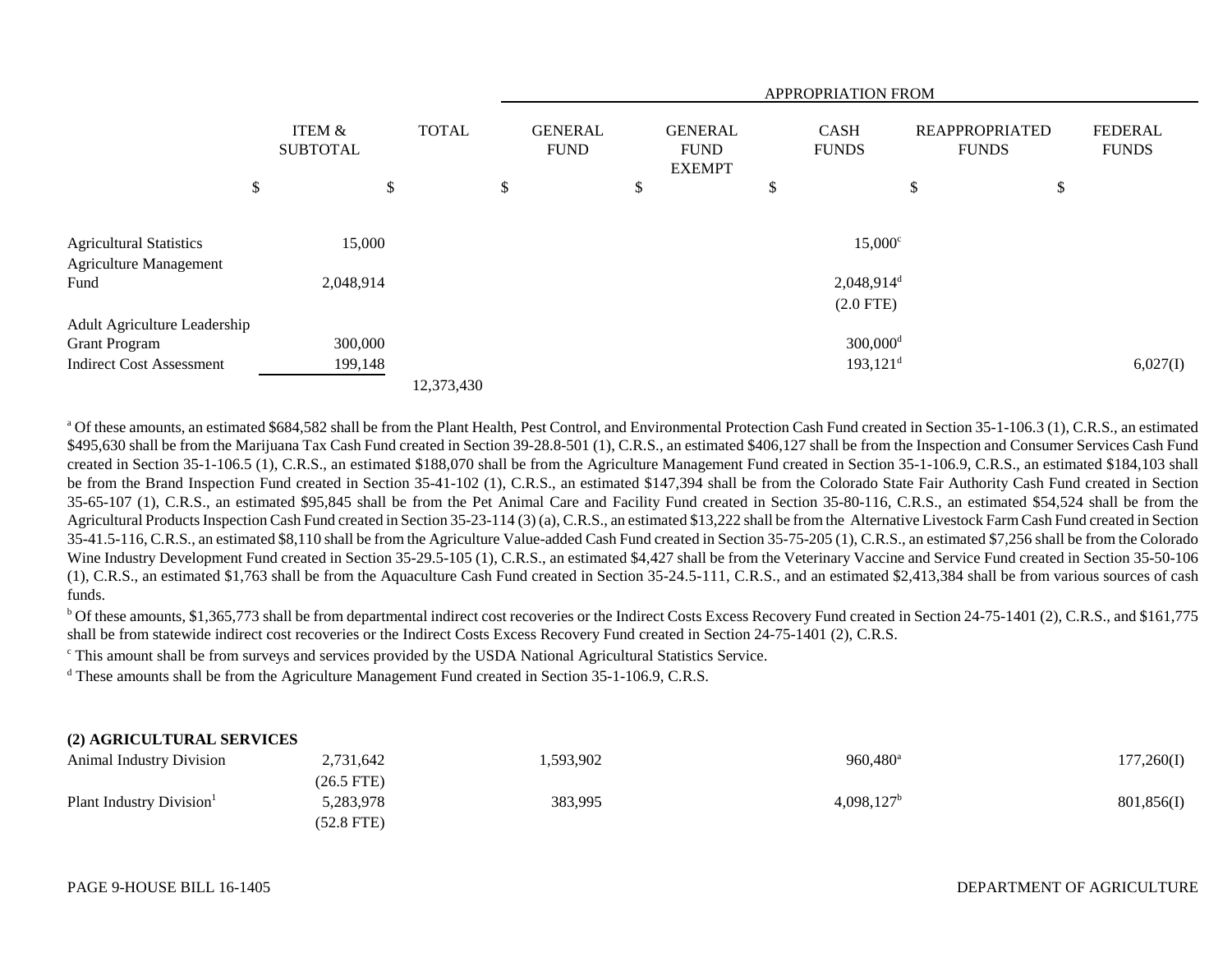| | ITEM & SUBTOTAL | TOTAL | GENERAL FUND | GENERAL FUND EXEMPT | CASH FUNDS | REAPPROPRIATED FUNDS | FEDERAL FUNDS |
|---|---|---|---|---|---|---|---|
| | | | APPROPRIATION FROM | | | | |
| | $ | $ | $ | $ | $ | $ | $ |
| Agricultural Statistics | 15,000 | | | | 15,000[c] | | |
| Agriculture Management Fund | 2,048,914 | | | | 2,048,914[d] (2.0 FTE) | | |
| Adult Agriculture Leadership Grant Program | 300,000 | | | | 300,000[d] | | |
| Indirect Cost Assessment | 199,148 | | | | 193,121[d] | | 6,027(I) |
| | | 12,373,430 | | | | | |

[a] Of these amounts, an estimated $684,582 shall be from the Plant Health, Pest Control, and Environmental Protection Cash Fund created in Section 35-1-106.3 (1), C.R.S., an estimated $495,630 shall be from the Marijuana Tax Cash Fund created in Section 39-28.8-501 (1), C.R.S., an estimated $406,127 shall be from the Inspection and Consumer Services Cash Fund created in Section 35-1-106.5 (1), C.R.S., an estimated $188,070 shall be from the Agriculture Management Fund created in Section 35-1-106.9, C.R.S., an estimated $184,103 shall be from the Brand Inspection Fund created in Section 35-41-102 (1), C.R.S., an estimated $147,394 shall be from the Colorado State Fair Authority Cash Fund created in Section 35-65-107 (1), C.R.S., an estimated $95,845 shall be from the Pet Animal Care and Facility Fund created in Section 35-80-116, C.R.S., an estimated $54,524 shall be from the Agricultural Products Inspection Cash Fund created in Section 35-23-114 (3) (a), C.R.S., an estimated $13,222 shall be from the Alternative Livestock Farm Cash Fund created in Section 35-41.5-116, C.R.S., an estimated $8,110 shall be from the Agriculture Value-added Cash Fund created in Section 35-75-205 (1), C.R.S., an estimated $7,256 shall be from the Colorado Wine Industry Development Fund created in Section 35-29.5-105 (1), C.R.S., an estimated $4,427 shall be from the Veterinary Vaccine and Service Fund created in Section 35-50-106 (1), C.R.S., an estimated $1,763 shall be from the Aquaculture Cash Fund created in Section 35-24.5-111, C.R.S., and an estimated $2,413,384 shall be from various sources of cash funds.

[b] Of these amounts, $1,365,773 shall be from departmental indirect cost recoveries or the Indirect Costs Excess Recovery Fund created in Section 24-75-1401 (2), C.R.S., and $161,775 shall be from statewide indirect cost recoveries or the Indirect Costs Excess Recovery Fund created in Section 24-75-1401 (2), C.R.S.

[c] This amount shall be from surveys and services provided by the USDA National Agricultural Statistics Service.

[d] These amounts shall be from the Agriculture Management Fund created in Section 35-1-106.9, C.R.S.

**(2) AGRICULTURAL SERVICES**

| | ITEM & SUBTOTAL | TOTAL | GENERAL FUND | GENERAL FUND EXEMPT | CASH FUNDS | REAPPROPRIATED FUNDS | FEDERAL FUNDS |
|---|---|---|---|---|---|---|---|
| Animal Industry Division | 2,731,642 (26.5 FTE) | | 1,593,902 | | 960,480[a] | | 177,260(I) |
| Plant Industry Division[1] | 5,283,978 (52.8 FTE) | | 383,995 | | 4,098,127[b] | | 801,856(I) |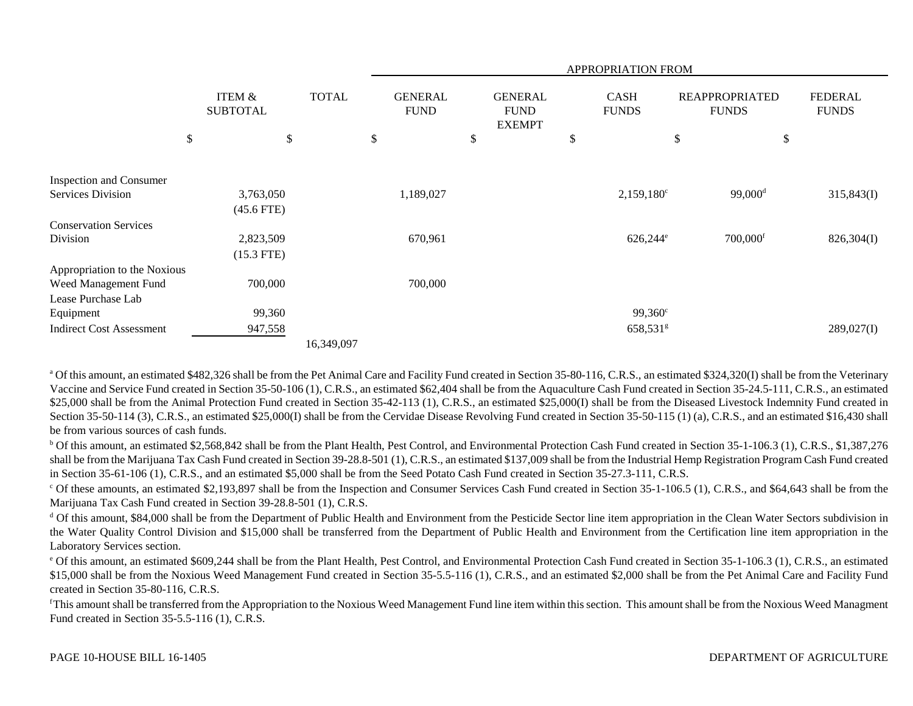| | ITEM & SUBTOTAL | TOTAL | APPROPRIATION FROM | | | | |
|---|---|---|---|---|---|---|---|
| | | | GENERAL FUND | GENERAL FUND EXEMPT | CASH FUNDS | REAPPROPRIATED FUNDS | FEDERAL FUNDS |
| | $ | $ | $ | $ | $ | $ | $ |
| Inspection and Consumer Services Division | 3,763,050 (45.6 FTE) | | 1,189,027 | | 2,159,180[c] | 99,000[d] | 315,843(I) |
| Conservation Services Division | 2,823,509 (15.3 FTE) | | 670,961 | | 626,244[e] | 700,000[f] | 826,304(I) |
| Appropriation to the Noxious Weed Management Fund | 700,000 | | 700,000 | | | | |
| Lease Purchase Lab Equipment | 99,360 | | | | 99,360[c] | | |
| Indirect Cost Assessment | 947,558 | | | | 658,531[g] | | 289,027(I) |
| | | 16,349,097 | | | | | |

[a] Of this amount, an estimated $482,326 shall be from the Pet Animal Care and Facility Fund created in Section 35-80-116, C.R.S., an estimated $324,320(I) shall be from the Veterinary Vaccine and Service Fund created in Section 35-50-106 (1), C.R.S., an estimated $62,404 shall be from the Aquaculture Cash Fund created in Section 35-24.5-111, C.R.S., an estimated $25,000 shall be from the Animal Protection Fund created in Section 35-42-113 (1), C.R.S., an estimated $25,000(I) shall be from the Diseased Livestock Indemnity Fund created in Section 35-50-114 (3), C.R.S., an estimated $25,000(I) shall be from the Cervidae Disease Revolving Fund created in Section 35-50-115 (1) (a), C.R.S., and an estimated $16,430 shall be from various sources of cash funds.

[b] Of this amount, an estimated $2,568,842 shall be from the Plant Health, Pest Control, and Environmental Protection Cash Fund created in Section 35-1-106.3 (1), C.R.S., $1,387,276 shall be from the Marijuana Tax Cash Fund created in Section 39-28.8-501 (1), C.R.S., an estimated $137,009 shall be from the Industrial Hemp Registration Program Cash Fund created in Section 35-61-106 (1), C.R.S., and an estimated $5,000 shall be from the Seed Potato Cash Fund created in Section 35-27.3-111, C.R.S.

[c] Of these amounts, an estimated $2,193,897 shall be from the Inspection and Consumer Services Cash Fund created in Section 35-1-106.5 (1), C.R.S., and $64,643 shall be from the Marijuana Tax Cash Fund created in Section 39-28.8-501 (1), C.R.S.

[d] Of this amount, $84,000 shall be from the Department of Public Health and Environment from the Pesticide Sector line item appropriation in the Clean Water Sectors subdivision in the Water Quality Control Division and $15,000 shall be transferred from the Department of Public Health and Environment from the Certification line item appropriation in the Laboratory Services section.

[e] Of this amount, an estimated $609,244 shall be from the Plant Health, Pest Control, and Environmental Protection Cash Fund created in Section 35-1-106.3 (1), C.R.S., an estimated $15,000 shall be from the Noxious Weed Management Fund created in Section 35-5.5-116 (1), C.R.S., and an estimated $2,000 shall be from the Pet Animal Care and Facility Fund created in Section 35-80-116, C.R.S.

[f] This amount shall be transferred from the Appropriation to the Noxious Weed Management Fund line item within this section. This amount shall be from the Noxious Weed Managment Fund created in Section 35-5.5-116 (1), C.R.S.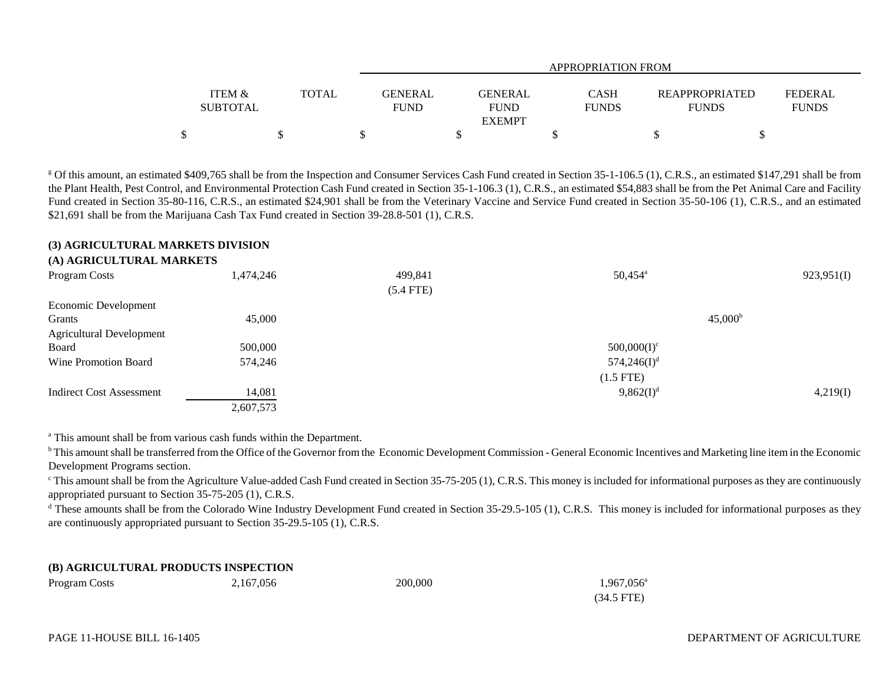| | ITEM & SUBTOTAL | TOTAL | APPROPRIATION FROM GENERAL FUND | GENERAL FUND EXEMPT | CASH FUNDS | REAPPROPRIATED FUNDS | FEDERAL FUNDS |
|---|---|---|---|---|---|---|---|
| | $ | $ | $ | $ | $ | $ | $ |

[g] Of this amount, an estimated $409,765 shall be from the Inspection and Consumer Services Cash Fund created in Section 35-1-106.5 (1), C.R.S., an estimated $147,291 shall be from the Plant Health, Pest Control, and Environmental Protection Cash Fund created in Section 35-1-106.3 (1), C.R.S., an estimated $54,883 shall be from the Pet Animal Care and Facility Fund created in Section 35-80-116, C.R.S., an estimated $24,901 shall be from the Veterinary Vaccine and Service Fund created in Section 35-50-106 (1), C.R.S., and an estimated $21,691 shall be from the Marijuana Cash Tax Fund created in Section 39-28.8-501 (1), C.R.S.

**(3) AGRICULTURAL MARKETS DIVISION**

**(A) AGRICULTURAL MARKETS**

| | ITEM & SUBTOTAL | TOTAL | GENERAL FUND | GENERAL FUND EXEMPT | CASH FUNDS | REAPPROPRIATED FUNDS | FEDERAL FUNDS |
|---|---|---|---|---|---|---|---|
| Program Costs | 1,474,246 | | 499,841 (5.4 FTE) | | 50,454[a] | | 923,951(I) |
| Economic Development Grants | 45,000 | | | | | 45,000[b] | |
| Agricultural Development Board | 500,000 | | | | 500,000(I)[c] | | |
| Wine Promotion Board | 574,246 | | | | 574,246(I)[d] (1.5 FTE) | | |
| Indirect Cost Assessment | 14,081 | | | | 9,862(I)[d] | | 4,219(I) |
| | 2,607,573 | | | | | | |

[a] This amount shall be from various cash funds within the Department.

[b] This amount shall be transferred from the Office of the Governor from the Economic Development Commission - General Economic Incentives and Marketing line item in the Economic Development Programs section.

[c] This amount shall be from the Agriculture Value-added Cash Fund created in Section 35-75-205 (1), C.R.S. This money is included for informational purposes as they are continuously appropriated pursuant to Section 35-75-205 (1), C.R.S.

[d] These amounts shall be from the Colorado Wine Industry Development Fund created in Section 35-29.5-105 (1), C.R.S. This money is included for informational purposes as they are continuously appropriated pursuant to Section 35-29.5-105 (1), C.R.S.

**(B) AGRICULTURAL PRODUCTS INSPECTION**

| | ITEM & SUBTOTAL | TOTAL | GENERAL FUND | GENERAL FUND EXEMPT | CASH FUNDS | REAPPROPRIATED FUNDS | FEDERAL FUNDS |
|---|---|---|---|---|---|---|---|
| Program Costs | 2,167,056 | | 200,000 | | 1,967,056[a] (34.5 FTE) | | |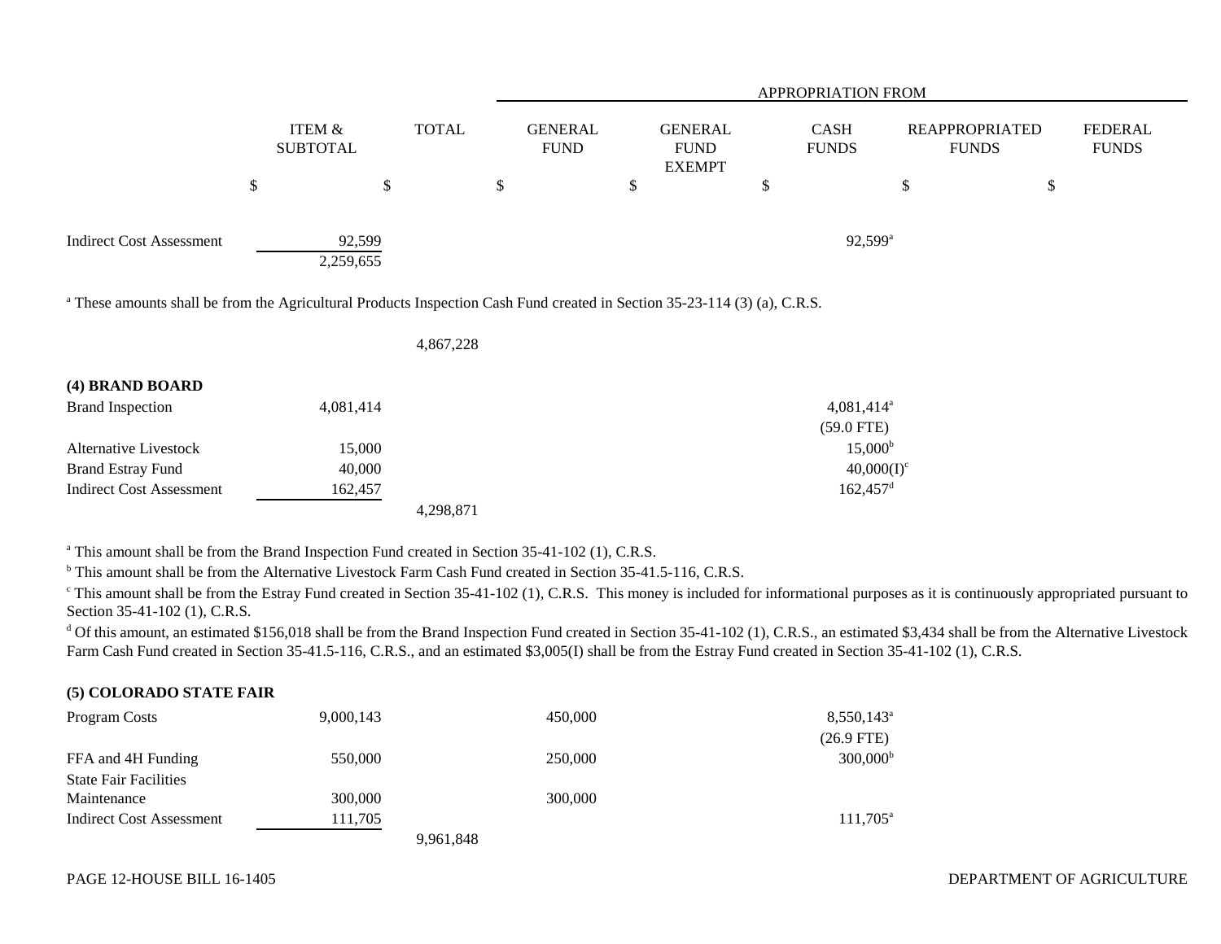| | ITEM & SUBTOTAL | TOTAL | GENERAL FUND | GENERAL FUND EXEMPT | CASH FUNDS | REAPPROPRIATED FUNDS | FEDERAL FUNDS |
|---|---|---|---|---|---|---|---|
| | | | APPROPRIATION FROM | | | | |
| | $ | $ | $ | $ | $ | $ | $ |
| Indirect Cost Assessment | 92,599 | | | | 92,599[a] | | |
| | 2,259,655 | | | | | | |

[a] These amounts shall be from the Agricultural Products Inspection Cash Fund created in Section 35-23-114 (3) (a), C.R.S.

| | ITEM & SUBTOTAL | TOTAL | GENERAL FUND | GENERAL FUND EXEMPT | CASH FUNDS | REAPPROPRIATED FUNDS | FEDERAL FUNDS |
|---|---|---|---|---|---|---|---|
| | | 4,867,228 | | | | | |

**(4) BRAND BOARD**

| | ITEM & SUBTOTAL | TOTAL | GENERAL FUND | GENERAL FUND EXEMPT | CASH FUNDS | REAPPROPRIATED FUNDS | FEDERAL FUNDS |
|---|---|---|---|---|---|---|---|
| Brand Inspection | 4,081,414 | | | | 4,081,414[a] | | |
| | | | | | (59.0 FTE) | | |
| Alternative Livestock | 15,000 | | | | 15,000[b] | | |
| Brand Estray Fund | 40,000 | | | | 40,000(I)[c] | | |
| Indirect Cost Assessment | 162,457 | | | | 162,457[d] | | |
| | | 4,298,871 | | | | | |

[a] This amount shall be from the Brand Inspection Fund created in Section 35-41-102 (1), C.R.S.

[b] This amount shall be from the Alternative Livestock Farm Cash Fund created in Section 35-41.5-116, C.R.S.

[c] This amount shall be from the Estray Fund created in Section 35-41-102 (1), C.R.S. This money is included for informational purposes as it is continuously appropriated pursuant to Section 35-41-102 (1), C.R.S.

[d] Of this amount, an estimated $156,018 shall be from the Brand Inspection Fund created in Section 35-41-102 (1), C.R.S., an estimated $3,434 shall be from the Alternative Livestock Farm Cash Fund created in Section 35-41.5-116, C.R.S., and an estimated $3,005(I) shall be from the Estray Fund created in Section 35-41-102 (1), C.R.S.

**(5) COLORADO STATE FAIR**

| | ITEM & SUBTOTAL | TOTAL | GENERAL FUND | GENERAL FUND EXEMPT | CASH FUNDS | REAPPROPRIATED FUNDS | FEDERAL FUNDS |
|---|---|---|---|---|---|---|---|
| Program Costs | 9,000,143 | | 450,000 | | 8,550,143[a] | | |
| | | | | | (26.9 FTE) | | |
| FFA and 4H Funding | 550,000 | | 250,000 | | 300,000[b] | | |
| State Fair Facilities Maintenance | 300,000 | | 300,000 | | | | |
| Indirect Cost Assessment | 111,705 | | | | 111,705[a] | | |
| | | 9,961,848 | | | | | |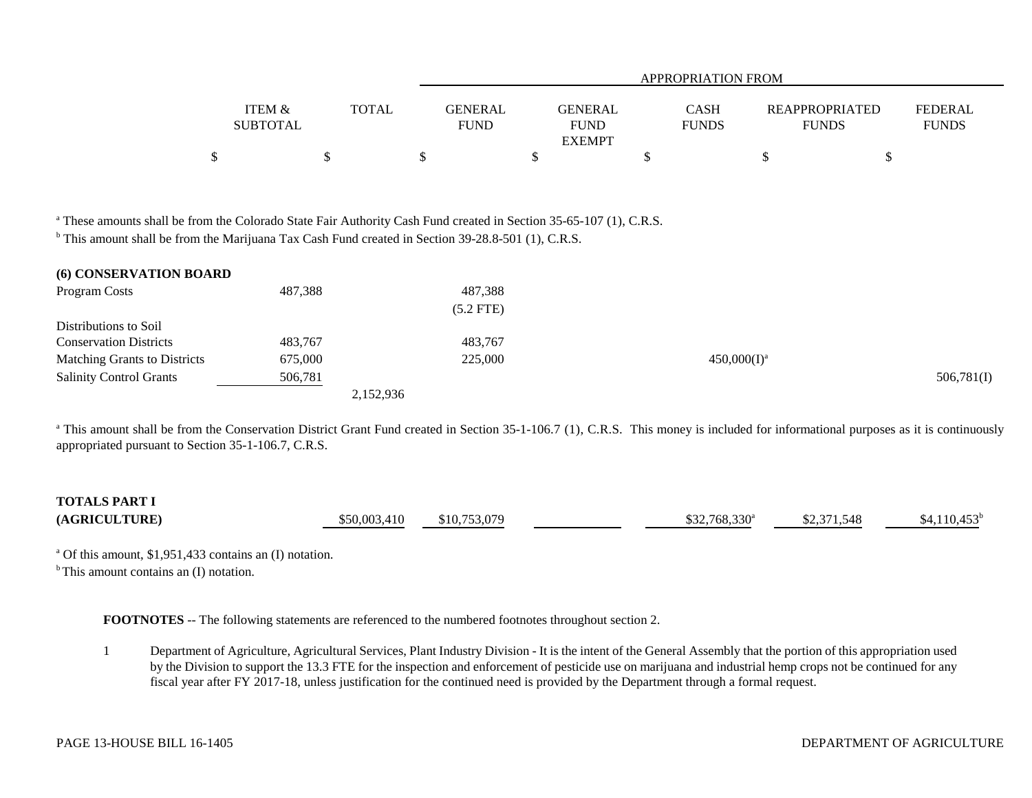| | ITEM & SUBTOTAL | TOTAL | APPROPRIATION FROM GENERAL FUND | GENERAL FUND EXEMPT | CASH FUNDS | REAPPROPRIATED FUNDS | FEDERAL FUNDS |
|---|---|---|---|---|---|---|---|
| | $ | $ | $ | $ | $ | $ | $ |

[a] These amounts shall be from the Colorado State Fair Authority Cash Fund created in Section 35-65-107 (1), C.R.S.
[b] This amount shall be from the Marijuana Tax Cash Fund created in Section 39-28.8-501 (1), C.R.S.

| | ITEM & SUBTOTAL | TOTAL | GENERAL FUND | GENERAL FUND EXEMPT | CASH FUNDS | REAPPROPRIATED FUNDS | FEDERAL FUNDS |
|---|---|---|---|---|---|---|---|
| **(6) CONSERVATION BOARD** | | | | | | | |
| Program Costs | 487,388 | | 487,388 (5.2 FTE) | | | | |
| Distributions to Soil Conservation Districts | 483,767 | | 483,767 | | | | |
| Matching Grants to Districts | 675,000 | | 225,000 | | 450,000(I)[a] | | |
| Salinity Control Grants | 506,781 | | | | | | 506,781(I) |
| | | 2,152,936 | | | | | |

[a] This amount shall be from the Conservation District Grant Fund created in Section 35-1-106.7 (1), C.R.S. This money is included for informational purposes as it is continuously appropriated pursuant to Section 35-1-106.7, C.R.S.

| | ITEM & SUBTOTAL | TOTAL | GENERAL FUND | GENERAL FUND EXEMPT | CASH FUNDS | REAPPROPRIATED FUNDS | FEDERAL FUNDS |
|---|---|---|---|---|---|---|---|
| **TOTALS PART I (AGRICULTURE)** | | $50,003,410 | $10,753,079 | | $32,768,330[a] | $2,371,548 | $4,110,453[b] |

[a] Of this amount, $1,951,433 contains an (I) notation.
[b] This amount contains an (I) notation.

**FOOTNOTES** -- The following statements are referenced to the numbered footnotes throughout section 2.

1 Department of Agriculture, Agricultural Services, Plant Industry Division - It is the intent of the General Assembly that the portion of this appropriation used by the Division to support the 13.3 FTE for the inspection and enforcement of pesticide use on marijuana and industrial hemp crops not be continued for any fiscal year after FY 2017-18, unless justification for the continued need is provided by the Department through a formal request.